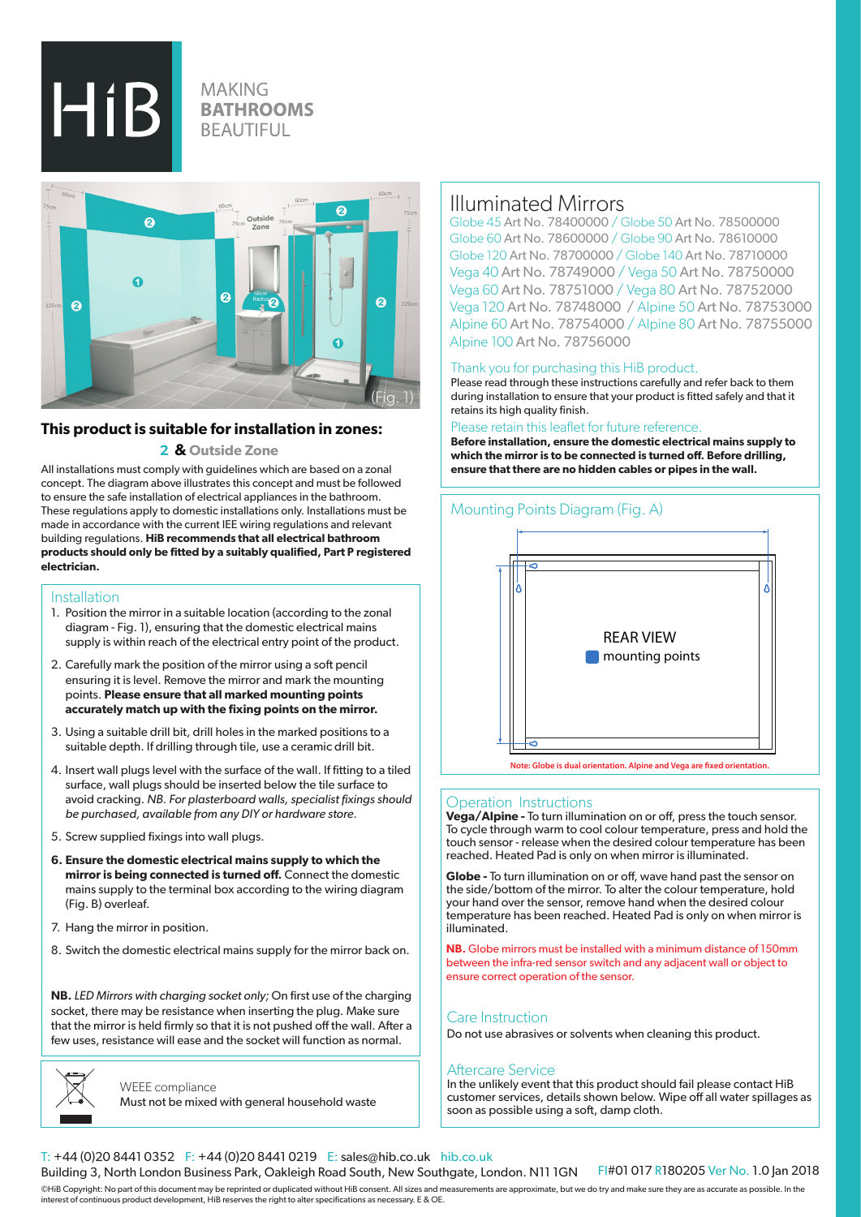# HiB

MAKING **BATHROOMS** BEAUTIFUL

(Fig. 1)

## This product is suitable for installation in zones:

**2 & Outside Zone**

All installations must comply with guidelines which are based on a zonal concept. The diagram above illustrates this concept and must be followed to ensure the safe installation of electrical appliances in the bathroom. These regulations apply to domestic installations only. Installations must be made in accordance with the current IEE wiring regulations and relevant building regulations. **HiB recommends that all electrical bathroom products should only be fitted by a suitably qualified, Part P registered electrician.**

### Installation

1. Position the mirror in a suitable location (according to the zonal diagram - Fig. 1), ensuring that the domestic electrical mains supply is within reach of the electrical entry point of the product.
2. Carefully mark the position of the mirror using a soft pencil ensuring it is level. Remove the mirror and mark the mounting points. **Please ensure that all marked mounting points accurately match up with the fixing points on the mirror.**
3. Using a suitable drill bit, drill holes in the marked positions to a suitable depth. If drilling through tile, use a ceramic drill bit.
4. Insert wall plugs level with the surface of the wall. If fitting to a tiled surface, wall plugs should be inserted below the tile surface to avoid cracking. *NB. For plasterboard walls, specialist fixings should be purchased, available from any DIY or hardware store.*
5. Screw supplied fixings into wall plugs.
6. **Ensure the domestic electrical mains supply to which the mirror is being connected is turned off.** Connect the domestic mains supply to the terminal box according to the wiring diagram (Fig. B) overleaf.
7. Hang the mirror in position.
8. Switch the domestic electrical mains supply for the mirror back on.

**NB.** *LED Mirrors with charging socket only;* On first use of the charging socket, there may be resistance when inserting the plug. Make sure that the mirror is held firmly so that it is not pushed off the wall. After a few uses, resistance will ease and the socket will function as normal.

WEEE compliance
Must not be mixed with general household waste

# Illuminated Mirrors

Globe 45 Art No. 78400000 / Globe 50 Art No. 78500000
Globe 60 Art No. 78600000 / Globe 90 Art No. 78610000
Globe 120 Art No. 78700000 / Globe 140 Art No. 78710000
Vega 40 Art No. 78749000 / Vega 50 Art No. 78750000
Vega 60 Art No. 78751000 / Vega 80 Art No. 78752000
Vega 120 Art No. 78748000 / Alpine 50 Art No. 78753000
Alpine 60 Art No. 78754000 / Alpine 80 Art No. 78755000
Alpine 100 Art No. 78756000

Thank you for purchasing this HiB product.

Please read through these instructions carefully and refer back to them during installation to ensure that your product is fitted safely and that it retains its high quality finish.

Please retain this leaflet for future reference.

**Before installation, ensure the domestic electrical mains supply to which the mirror is to be connected is turned off. Before drilling, ensure that there are no hidden cables or pipes in the wall.**

### Mounting Points Diagram (Fig. A)

REAR VIEW
mounting points

Note: Globe is dual orientation. Alpine and Vega are fixed orientation.

### Operation Instructions

**Vega/Alpine -** To turn illumination on or off, press the touch sensor. To cycle through warm to cool colour temperature, press and hold the touch sensor - release when the desired colour temperature has been reached. Heated Pad is only on when mirror is illuminated.

**Globe -** To turn illumination on or off, wave hand past the sensor on the side/bottom of the mirror. To alter the colour temperature, hold your hand over the sensor, remove hand when the desired colour temperature has been reached. Heated Pad is only on when mirror is illuminated.

**NB.** Globe mirrors must be installed with a minimum distance of 150mm between the infra-red sensor switch and any adjacent wall or object to ensure correct operation of the sensor.

### Care Instruction

Do not use abrasives or solvents when cleaning this product.

### Aftercare Service

In the unlikely event that this product should fail please contact HiB customer services, details shown below. Wipe off all water spillages as soon as possible using a soft, damp cloth.

T: +44 (0)20 8441 0352 F: +44 (0)20 8441 0219 E: sales@hib.co.uk hib.co.uk
Building 3, North London Business Park, Oakleigh Road South, New Southgate, London. N11 1GN FI#01 017 R180205 Ver No. 1.0 Jan 2018

©HiB Copyright: No part of this document may be reprinted or duplicated without HiB consent. All sizes and measurements are approximate, but we do try and make sure they are as accurate as possible. In the interest of continuous product development, HiB reserves the right to alter specifications as necessary. E & OE.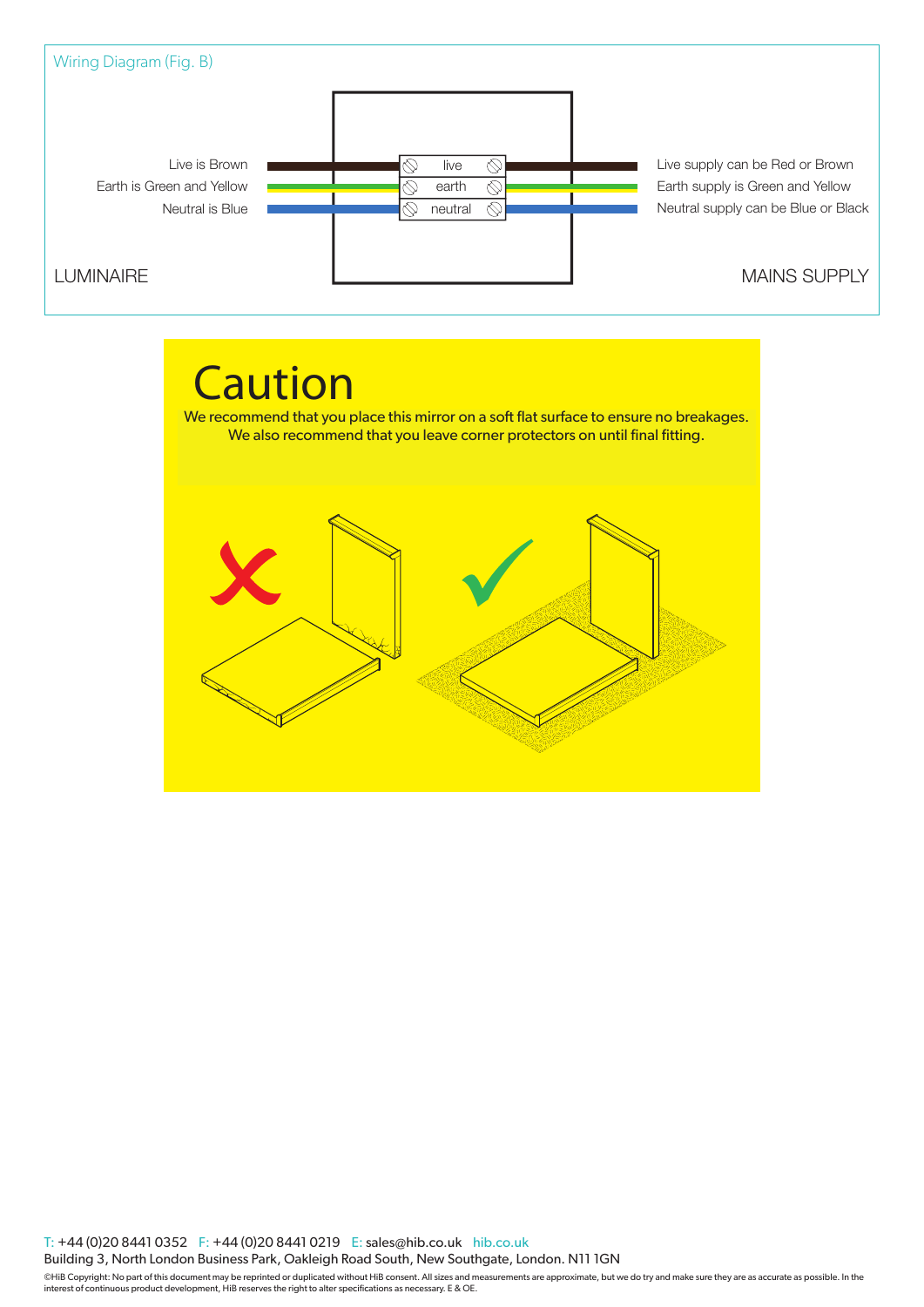## Wiring Diagram (Fig. B)

Live is Brown
Earth is Green and Yellow
Neutral is Blue

live
earth
neutral

Live supply can be Red or Brown
Earth supply is Green and Yellow
Neutral supply can be Blue or Black

LUMINAIRE

MAINS SUPPLY

# Caution

We recommend that you place this mirror on a soft flat surface to ensure no breakages.
We also recommend that you leave corner protectors on until final fitting.

T: +44 (0)20 8441 0352 F: +44 (0)20 8441 0219 E: sales@hib.co.uk hib.co.uk
Building 3, North London Business Park, Oakleigh Road South, New Southgate, London. N11 1GN

©HiB Copyright: No part of this document may be reprinted or duplicated without HiB consent. All sizes and measurements are approximate, but we do try and make sure they are as accurate as possible. In the interest of continuous product development, HiB reserves the right to alter specifications as necessary. E & OE.